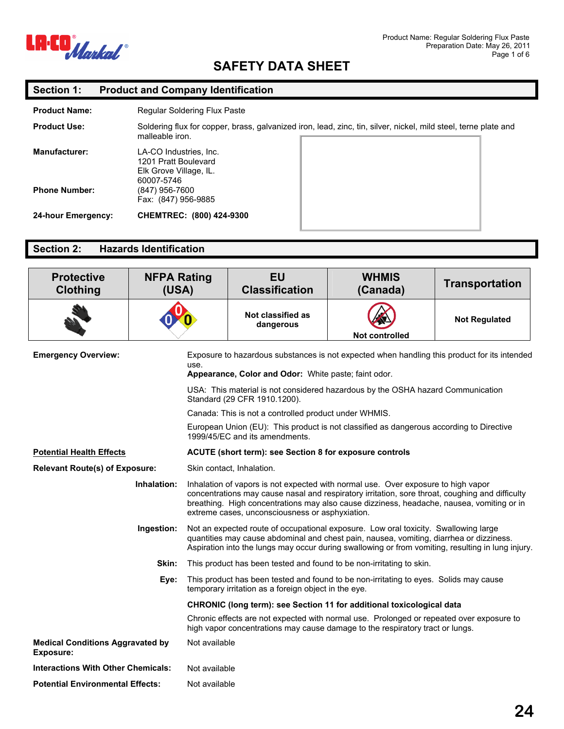# SAFETY DATA SHEET

## Section 1: Product and Company Identification

**Product Name:** Regular Soldering Flux Paste

**Product Use:** Soldering flux for copper, brass, galvanized iron, lead, zinc, tin, silver, nickel, mild steel, terne plate and malleable iron.

**Manufacturer:** LA-CO Industries, Inc.
1201 Pratt Boulevard
Elk Grove Village, IL.
60007-5746

**Phone Number:** (847) 956-7600
Fax: (847) 956-9885

**24-hour Emergency:** **CHEMTREC: (800) 424-9300**

## Section 2: Hazards Identification

| Protective Clothing | NFPA Rating (USA) | EU Classification | WHMIS (Canada) | Transportation |
|---|---|---|---|---|
| | 0 / 0 / 0 | Not classified as dangerous | Not controlled | Not Regulated |

**Emergency Overview:** Exposure to hazardous substances is not expected when handling this product for its intended use.

**Appearance, Color and Odor:** White paste; faint odor.

USA: This material is not considered hazardous by the OSHA hazard Communication Standard (29 CFR 1910.1200).

Canada: This is not a controlled product under WHMIS.

European Union (EU): This product is not classified as dangerous according to Directive 1999/45/EC and its amendments.

**Potential Health Effects** — **ACUTE (short term): see Section 8 for exposure controls**

**Relevant Route(s) of Exposure:** Skin contact, Inhalation.

**Inhalation:** Inhalation of vapors is not expected with normal use. Over exposure to high vapor concentrations may cause nasal and respiratory irritation, sore throat, coughing and difficulty breathing. High concentrations may also cause dizziness, headache, nausea, vomiting or in extreme cases, unconsciousness or asphyxiation.

**Ingestion:** Not an expected route of occupational exposure. Low oral toxicity. Swallowing large quantities may cause abdominal and chest pain, nausea, vomiting, diarrhea or dizziness. Aspiration into the lungs may occur during swallowing or from vomiting, resulting in lung injury.

**Skin:** This product has been tested and found to be non-irritating to skin.

**Eye:** This product has been tested and found to be non-irritating to eyes. Solids may cause temporary irritation as a foreign object in the eye.

**CHRONIC (long term): see Section 11 for additional toxicological data**

Chronic effects are not expected with normal use. Prolonged or repeated over exposure to high vapor concentrations may cause damage to the respiratory tract or lungs.

**Medical Conditions Aggravated by Exposure:** Not available

**Interactions With Other Chemicals:** Not available

**Potential Environmental Effects:** Not available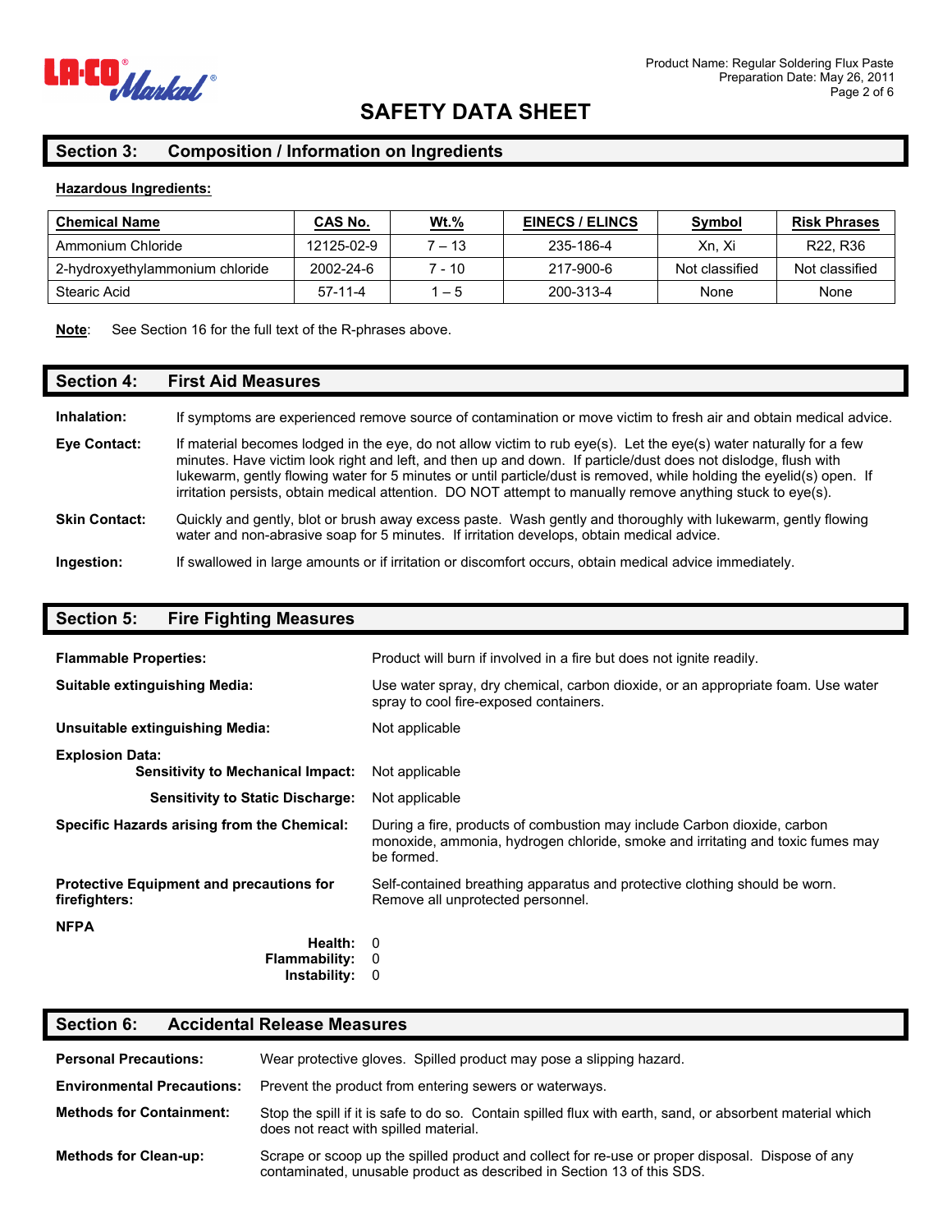# SAFETY DATA SHEET

## Section 3: Composition / Information on Ingredients

**Hazardous Ingredients:**

| Chemical Name | CAS No. | Wt.% | EINECS / ELINCS | Symbol | Risk Phrases |
|---|---|---|---|---|---|
| Ammonium Chloride | 12125-02-9 | 7 – 13 | 235-186-4 | Xn, Xi | R22, R36 |
| 2-hydroxyethylammonium chloride | 2002-24-6 | 7 - 10 | 217-900-6 | Not classified | Not classified |
| Stearic Acid | 57-11-4 | 1 – 5 | 200-313-4 | None | None |

**Note**: See Section 16 for the full text of the R-phrases above.

## Section 4: First Aid Measures

**Inhalation:** If symptoms are experienced remove source of contamination or move victim to fresh air and obtain medical advice.

**Eye Contact:** If material becomes lodged in the eye, do not allow victim to rub eye(s). Let the eye(s) water naturally for a few minutes. Have victim look right and left, and then up and down. If particle/dust does not dislodge, flush with lukewarm, gently flowing water for 5 minutes or until particle/dust is removed, while holding the eyelid(s) open. If irritation persists, obtain medical attention. DO NOT attempt to manually remove anything stuck to eye(s).

**Skin Contact:** Quickly and gently, blot or brush away excess paste. Wash gently and thoroughly with lukewarm, gently flowing water and non-abrasive soap for 5 minutes. If irritation develops, obtain medical advice.

**Ingestion:** If swallowed in large amounts or if irritation or discomfort occurs, obtain medical advice immediately.

## Section 5: Fire Fighting Measures

**Flammable Properties:** Product will burn if involved in a fire but does not ignite readily.

**Suitable extinguishing Media:** Use water spray, dry chemical, carbon dioxide, or an appropriate foam. Use water spray to cool fire-exposed containers.

**Unsuitable extinguishing Media:** Not applicable

**Explosion Data:**

**Sensitivity to Mechanical Impact:** Not applicable

**Sensitivity to Static Discharge:** Not applicable

**Specific Hazards arising from the Chemical:** During a fire, products of combustion may include Carbon dioxide, carbon monoxide, ammonia, hydrogen chloride, smoke and irritating and toxic fumes may be formed.

**Protective Equipment and precautions for firefighters:** Self-contained breathing apparatus and protective clothing should be worn. Remove all unprotected personnel.

**NFPA**

**Health:** 0
**Flammability:** 0
**Instability:** 0

## Section 6: Accidental Release Measures

**Personal Precautions:** Wear protective gloves. Spilled product may pose a slipping hazard.

**Environmental Precautions:** Prevent the product from entering sewers or waterways.

**Methods for Containment:** Stop the spill if it is safe to do so. Contain spilled flux with earth, sand, or absorbent material which does not react with spilled material.

**Methods for Clean-up:** Scrape or scoop up the spilled product and collect for re-use or proper disposal. Dispose of any contaminated, unusable product as described in Section 13 of this SDS.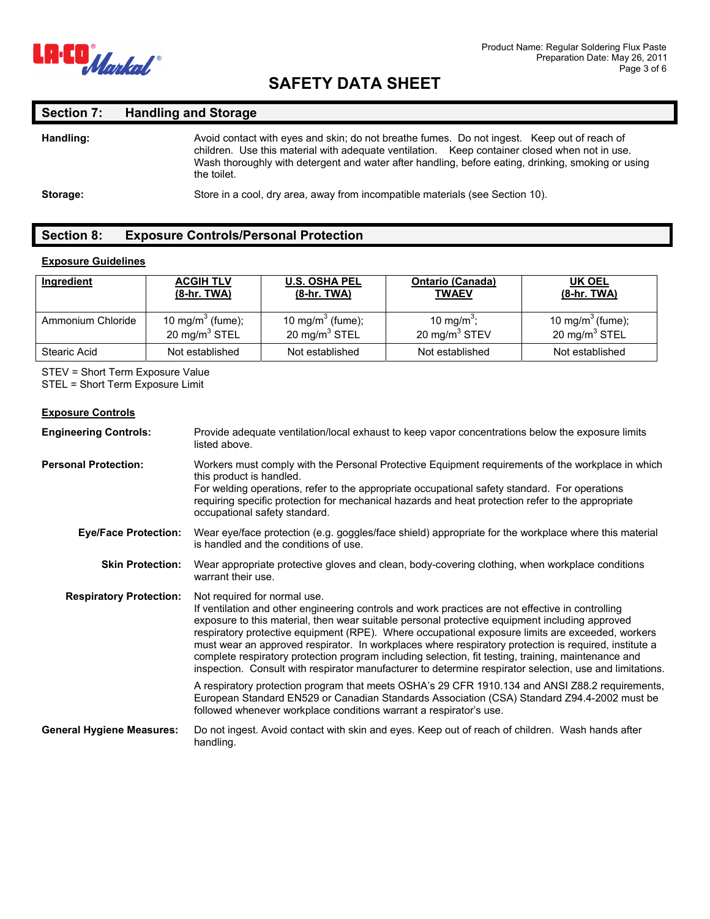# SAFETY DATA SHEET

## Section 7: Handling and Storage

**Handling:** Avoid contact with eyes and skin; do not breathe fumes. Do not ingest. Keep out of reach of children. Use this material with adequate ventilation. Keep container closed when not in use. Wash thoroughly with detergent and water after handling, before eating, drinking, smoking or using the toilet.

**Storage:** Store in a cool, dry area, away from incompatible materials (see Section 10).

## Section 8: Exposure Controls/Personal Protection

### Exposure Guidelines

| Ingredient | ACGIH TLV (8-hr. TWA) | U.S. OSHA PEL (8-hr. TWA) | Ontario (Canada) TWAEV | UK OEL (8-hr. TWA) |
|---|---|---|---|---|
| Ammonium Chloride | 10 mg/m$^3$ (fume); 20 mg/m$^3$ STEL | 10 mg/m$^3$ (fume); 20 mg/m$^3$ STEL | 10 mg/m$^3$; 20 mg/m$^3$ STEV | 10 mg/m$^3$ (fume); 20 mg/m$^3$ STEL |
| Stearic Acid | Not established | Not established | Not established | Not established |

STEV = Short Term Exposure Value
STEL = Short Term Exposure Limit

### Exposure Controls

**Engineering Controls:** Provide adequate ventilation/local exhaust to keep vapor concentrations below the exposure limits listed above.

**Personal Protection:** Workers must comply with the Personal Protective Equipment requirements of the workplace in which this product is handled.
For welding operations, refer to the appropriate occupational safety standard. For operations requiring specific protection for mechanical hazards and heat protection refer to the appropriate occupational safety standard.

**Eye/Face Protection:** Wear eye/face protection (e.g. goggles/face shield) appropriate for the workplace where this material is handled and the conditions of use.

**Skin Protection:** Wear appropriate protective gloves and clean, body-covering clothing, when workplace conditions warrant their use.

**Respiratory Protection:** Not required for normal use.
If ventilation and other engineering controls and work practices are not effective in controlling exposure to this material, then wear suitable personal protective equipment including approved respiratory protective equipment (RPE). Where occupational exposure limits are exceeded, workers must wear an approved respirator. In workplaces where respiratory protection is required, institute a complete respiratory protection program including selection, fit testing, training, maintenance and inspection. Consult with respirator manufacturer to determine respirator selection, use and limitations.

A respiratory protection program that meets OSHA's 29 CFR 1910.134 and ANSI Z88.2 requirements, European Standard EN529 or Canadian Standards Association (CSA) Standard Z94.4-2002 must be followed whenever workplace conditions warrant a respirator's use.

**General Hygiene Measures:** Do not ingest. Avoid contact with skin and eyes. Keep out of reach of children. Wash hands after handling.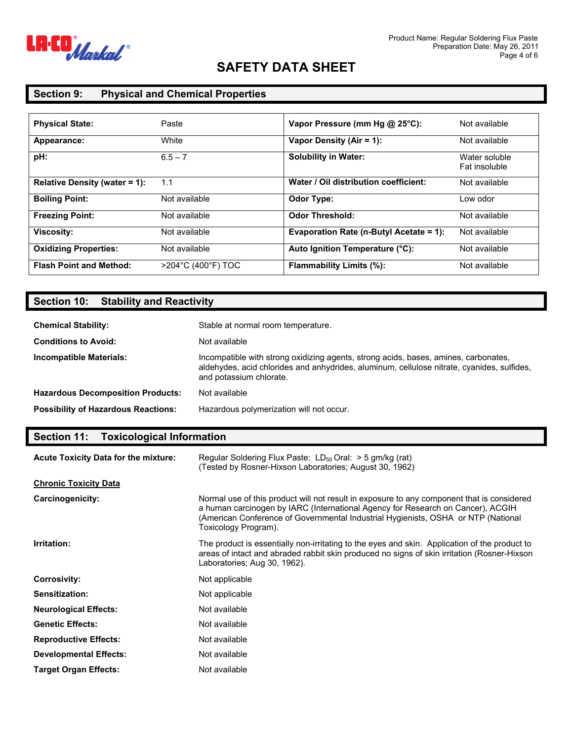## Section 9: Physical and Chemical Properties

| | | | |
|---|---|---|---|
| **Physical State:** | Paste | **Vapor Pressure (mm Hg @ 25°C):** | Not available |
| **Appearance:** | White | **Vapor Density (Air = 1):** | Not available |
| **pH:** | 6.5 – 7 | **Solubility in Water:** | Water soluble Fat insoluble |
| **Relative Density (water = 1):** | 1.1 | **Water / Oil distribution coefficient:** | Not available |
| **Boiling Point:** | Not available | **Odor Type:** | Low odor |
| **Freezing Point:** | Not available | **Odor Threshold:** | Not available |
| **Viscosity:** | Not available | **Evaporation Rate (n-Butyl Acetate = 1):** | Not available |
| **Oxidizing Properties:** | Not available | **Auto Ignition Temperature (°C):** | Not available |
| **Flash Point and Method:** | >204°C (400°F) TOC | **Flammability Limits (%):** | Not available |

## Section 10: Stability and Reactivity

**Chemical Stability:** Stable at normal room temperature.

**Conditions to Avoid:** Not available

**Incompatible Materials:** Incompatible with strong oxidizing agents, strong acids, bases, amines, carbonates, aldehydes, acid chlorides and anhydrides, aluminum, cellulose nitrate, cyanides, sulfides, and potassium chlorate.

**Hazardous Decomposition Products:** Not available

**Possibility of Hazardous Reactions:** Hazardous polymerization will not occur.

## Section 11: Toxicological Information

**Acute Toxicity Data for the mixture:** Regular Soldering Flux Paste: $LD_{50}$ Oral: > 5 gm/kg (rat) (Tested by Rosner-Hixson Laboratories; August 30, 1962)

**Chronic Toxicity Data**

**Carcinogenicity:** Normal use of this product will not result in exposure to any component that is considered a human carcinogen by IARC (International Agency for Research on Cancer), ACGIH (American Conference of Governmental Industrial Hygienists, OSHA or NTP (National Toxicology Program).

**Irritation:** The product is essentially non-irritating to the eyes and skin. Application of the product to areas of intact and abraded rabbit skin produced no signs of skin irritation (Rosner-Hixson Laboratories; Aug 30, 1962).

**Corrosivity:** Not applicable

**Sensitization:** Not applicable

**Neurological Effects:** Not available

**Genetic Effects:** Not available

**Reproductive Effects:** Not available

**Developmental Effects:** Not available

**Target Organ Effects:** Not available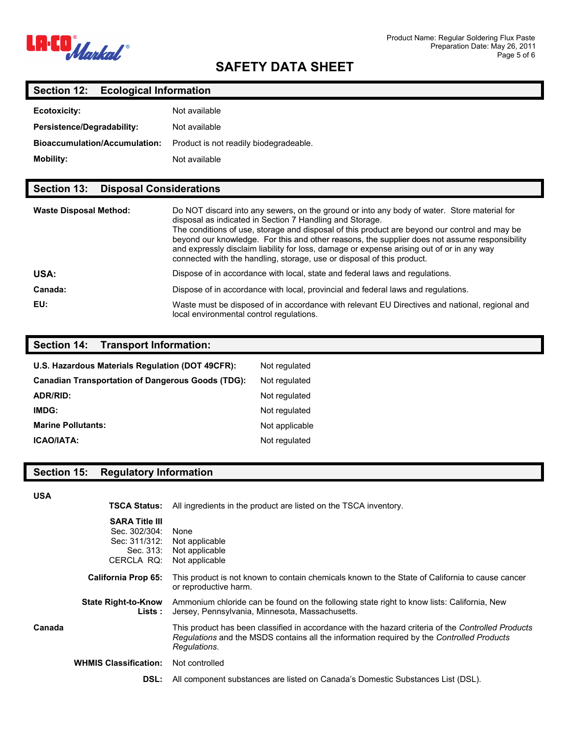## Section 12: Ecological Information

| | |
|---|---|
| **Ecotoxicity:** | Not available |
| **Persistence/Degradability:** | Not available |
| **Bioaccumulation/Accumulation:** | Product is not readily biodegradeable. |
| **Mobility:** | Not available |

## Section 13: Disposal Considerations

| | |
|---|---|
| **Waste Disposal Method:** | Do NOT discard into any sewers, on the ground or into any body of water. Store material for disposal as indicated in Section 7 Handling and Storage. The conditions of use, storage and disposal of this product are beyond our control and may be beyond our knowledge. For this and other reasons, the supplier does not assume responsibility and expressly disclaim liability for loss, damage or expense arising out of or in any way connected with the handling, storage, use or disposal of this product. |
| **USA:** | Dispose of in accordance with local, state and federal laws and regulations. |
| **Canada:** | Dispose of in accordance with local, provincial and federal laws and regulations. |
| **EU:** | Waste must be disposed of in accordance with relevant EU Directives and national, regional and local environmental control regulations. |

## Section 14: Transport Information:

| | |
|---|---|
| **U.S. Hazardous Materials Regulation (DOT 49CFR):** | Not regulated |
| **Canadian Transportation of Dangerous Goods (TDG):** | Not regulated |
| **ADR/RID:** | Not regulated |
| **IMDG:** | Not regulated |
| **Marine Pollutants:** | Not applicable |
| **ICAO/IATA:** | Not regulated |

## Section 15: Regulatory Information

**USA**

| | |
|---|---|
| **TSCA Status:** | All ingredients in the product are listed on the TSCA inventory. |
| **SARA Title III** | |
| Sec. 302/304: | None |
| Sec: 311/312: | Not applicable |
| Sec. 313: | Not applicable |
| CERCLA RQ: | Not applicable |
| **California Prop 65:** | This product is not known to contain chemicals known to the State of California to cause cancer or reproductive harm. |
| **State Right-to-Know Lists :** | Ammonium chloride can be found on the following state right to know lists: California, New Jersey, Pennsylvania, Minnesota, Massachusetts. |

**Canada**

This product has been classified in accordance with the hazard criteria of the *Controlled Products Regulations* and the MSDS contains all the information required by the *Controlled Products Regulations*.

| | |
|---|---|
| **WHMIS Classification:** | Not controlled |
| **DSL:** | All component substances are listed on Canada's Domestic Substances List (DSL). |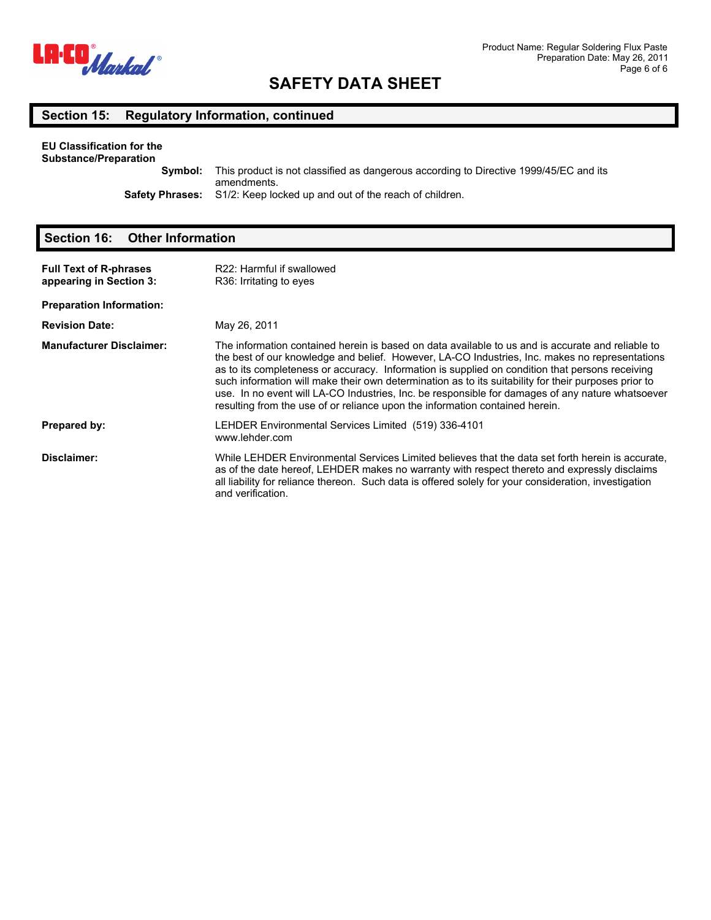# SAFETY DATA SHEET

## Section 15: Regulatory Information, continued

**EU Classification for the Substance/Preparation**

**Symbol:** This product is not classified as dangerous according to Directive 1999/45/EC and its amendments.

**Safety Phrases:** S1/2: Keep locked up and out of the reach of children.

## Section 16: Other Information

**Full Text of R-phrases appearing in Section 3:**
R22: Harmful if swallowed
R36: Irritating to eyes

**Preparation Information:**

**Revision Date:** May 26, 2011

**Manufacturer Disclaimer:** The information contained herein is based on data available to us and is accurate and reliable to the best of our knowledge and belief. However, LA-CO Industries, Inc. makes no representations as to its completeness or accuracy. Information is supplied on condition that persons receiving such information will make their own determination as to its suitability for their purposes prior to use. In no event will LA-CO Industries, Inc. be responsible for damages of any nature whatsoever resulting from the use of or reliance upon the information contained herein.

**Prepared by:** LEHDER Environmental Services Limited (519) 336-4101
www.lehder.com

**Disclaimer:** While LEHDER Environmental Services Limited believes that the data set forth herein is accurate, as of the date hereof, LEHDER makes no warranty with respect thereto and expressly disclaims all liability for reliance thereon. Such data is offered solely for your consideration, investigation and verification.